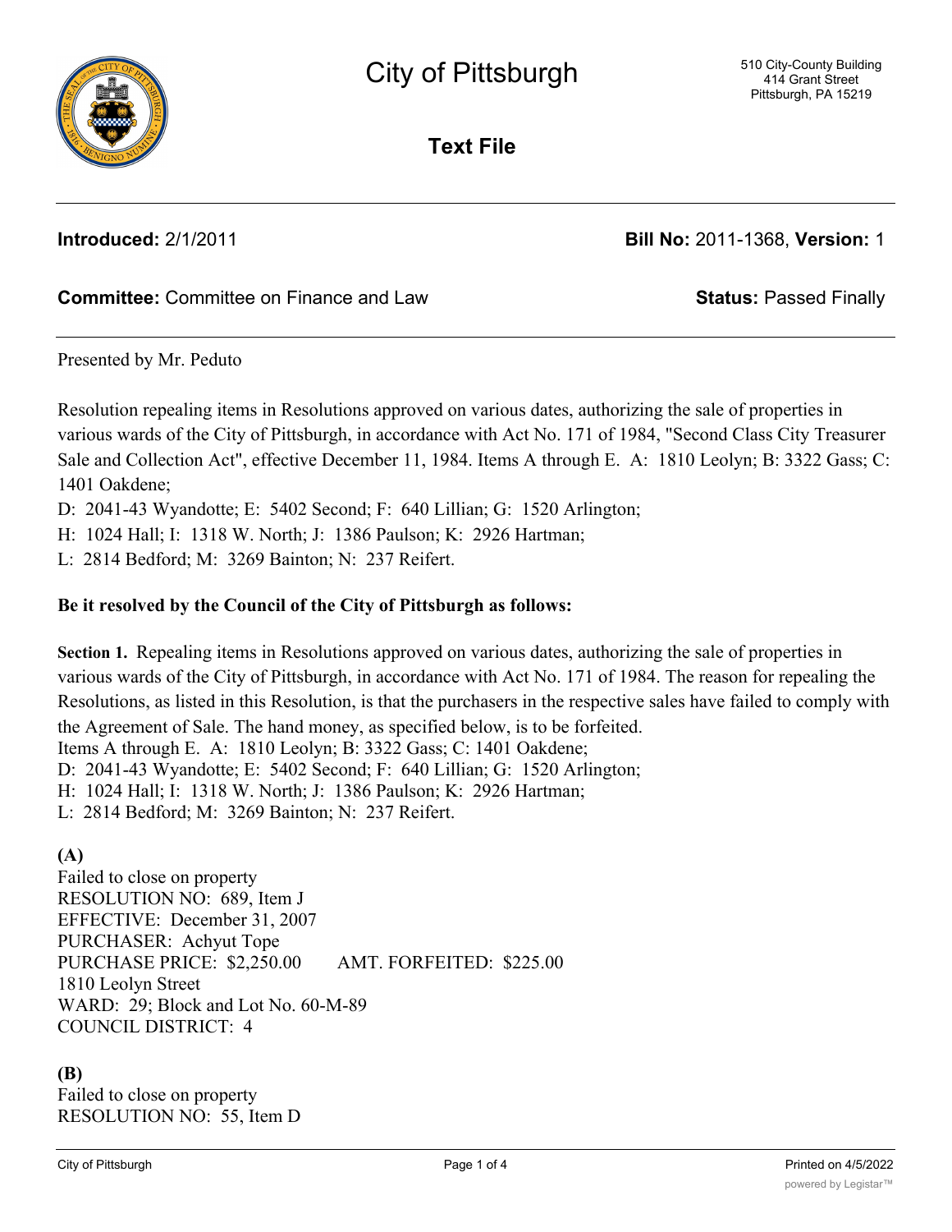# City of Pittsburgh

510 City-County Building
414 Grant Street
Pittsburgh, PA 15219

## Text File

**Introduced:** 2/1/2011 **Bill No:** 2011-1368, **Version:** 1

**Committee:** Committee on Finance and Law **Status:** Passed Finally

Presented by Mr. Peduto

Resolution repealing items in Resolutions approved on various dates, authorizing the sale of properties in various wards of the City of Pittsburgh, in accordance with Act No. 171 of 1984, "Second Class City Treasurer Sale and Collection Act", effective December 11, 1984. Items A through E. A: 1810 Leolyn; B: 3322 Gass; C: 1401 Oakdene;
D: 2041-43 Wyandotte; E: 5402 Second; F: 640 Lillian; G: 1520 Arlington;
H: 1024 Hall; I: 1318 W. North; J: 1386 Paulson; K: 2926 Hartman;
L: 2814 Bedford; M: 3269 Bainton; N: 237 Reifert.

**Be it resolved by the Council of the City of Pittsburgh as follows:**

**Section 1.** Repealing items in Resolutions approved on various dates, authorizing the sale of properties in various wards of the City of Pittsburgh, in accordance with Act No. 171 of 1984. The reason for repealing the Resolutions, as listed in this Resolution, is that the purchasers in the respective sales have failed to comply with the Agreement of Sale. The hand money, as specified below, is to be forfeited.
Items A through E. A: 1810 Leolyn; B: 3322 Gass; C: 1401 Oakdene;
D: 2041-43 Wyandotte; E: 5402 Second; F: 640 Lillian; G: 1520 Arlington;
H: 1024 Hall; I: 1318 W. North; J: 1386 Paulson; K: 2926 Hartman;
L: 2814 Bedford; M: 3269 Bainton; N: 237 Reifert.

**(A)**
Failed to close on property
RESOLUTION NO: 689, Item J
EFFECTIVE: December 31, 2007
PURCHASER: Achyut Tope
PURCHASE PRICE: $2,250.00 AMT. FORFEITED: $225.00
1810 Leolyn Street
WARD: 29; Block and Lot No. 60-M-89
COUNCIL DISTRICT: 4

**(B)**
Failed to close on property
RESOLUTION NO: 55, Item D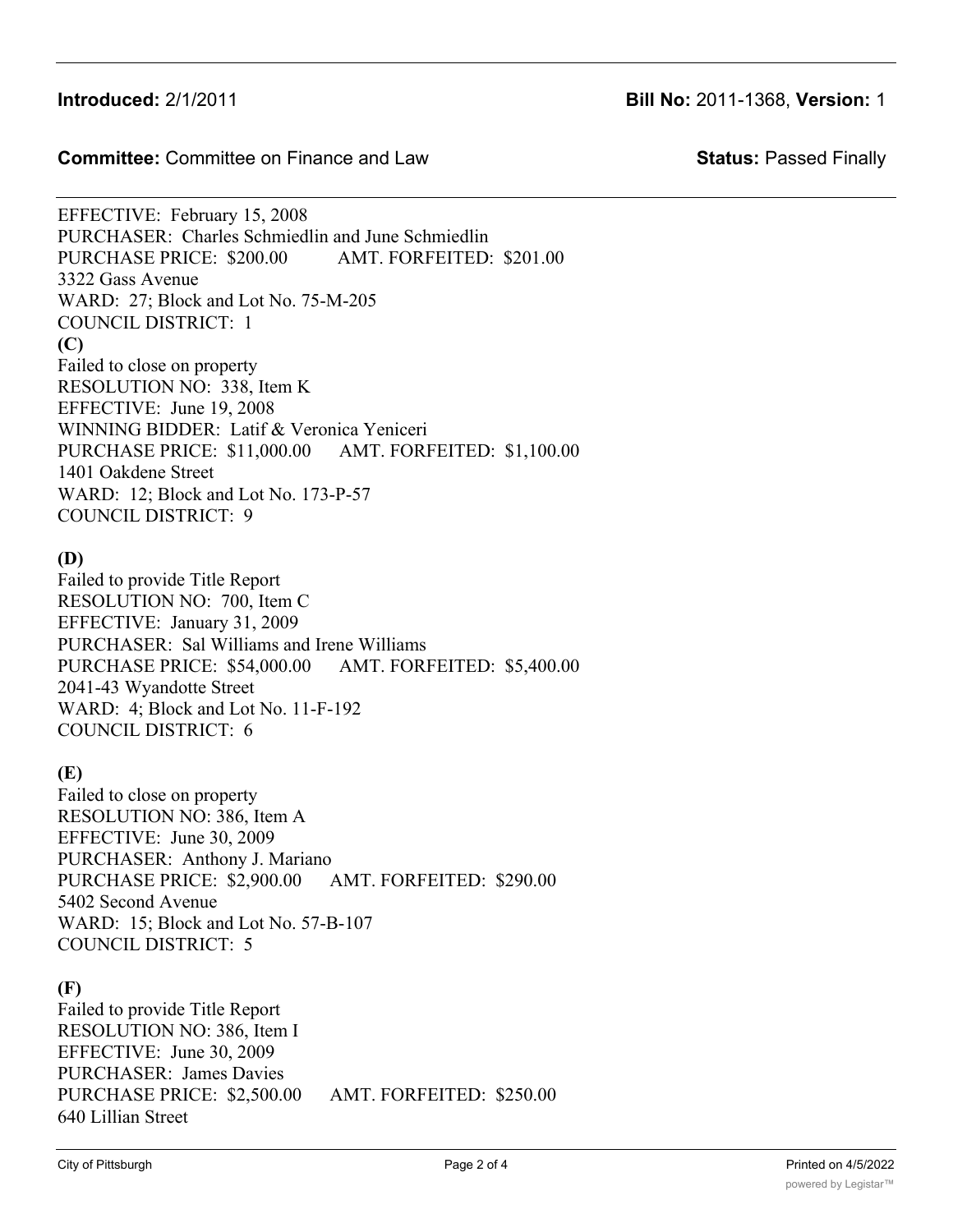**Introduced:** 2/1/2011 **Bill No:** 2011-1368, **Version:** 1

**Committee:** Committee on Finance and Law **Status:** Passed Finally

EFFECTIVE: February 15, 2008
PURCHASER: Charles Schmiedlin and June Schmiedlin
PURCHASE PRICE: $200.00 AMT. FORFEITED: $201.00
3322 Gass Avenue
WARD: 27; Block and Lot No. 75-M-205
COUNCIL DISTRICT: 1

**(C)**
Failed to close on property
RESOLUTION NO: 338, Item K
EFFECTIVE: June 19, 2008
WINNING BIDDER: Latif & Veronica Yeniceri
PURCHASE PRICE: $11,000.00 AMT. FORFEITED: $1,100.00
1401 Oakdene Street
WARD: 12; Block and Lot No. 173-P-57
COUNCIL DISTRICT: 9

**(D)**
Failed to provide Title Report
RESOLUTION NO: 700, Item C
EFFECTIVE: January 31, 2009
PURCHASER: Sal Williams and Irene Williams
PURCHASE PRICE: $54,000.00 AMT. FORFEITED: $5,400.00
2041-43 Wyandotte Street
WARD: 4; Block and Lot No. 11-F-192
COUNCIL DISTRICT: 6

**(E)**
Failed to close on property
RESOLUTION NO: 386, Item A
EFFECTIVE: June 30, 2009
PURCHASER: Anthony J. Mariano
PURCHASE PRICE: $2,900.00 AMT. FORFEITED: $290.00
5402 Second Avenue
WARD: 15; Block and Lot No. 57-B-107
COUNCIL DISTRICT: 5

**(F)**
Failed to provide Title Report
RESOLUTION NO: 386, Item I
EFFECTIVE: June 30, 2009
PURCHASER: James Davies
PURCHASE PRICE: $2,500.00 AMT. FORFEITED: $250.00
640 Lillian Street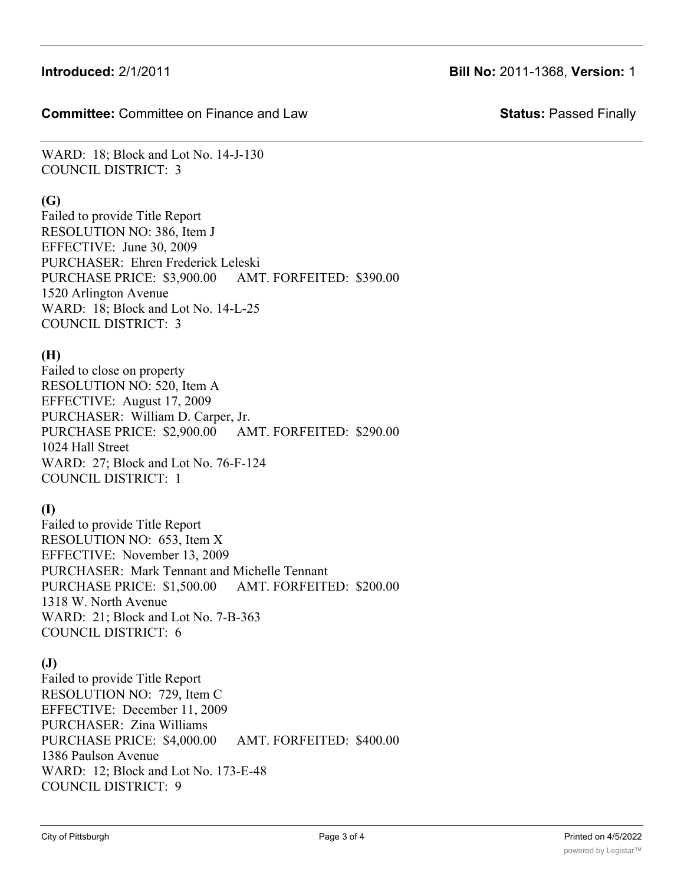WARD: 18; Block and Lot No. 14-J-130
COUNCIL DISTRICT: 3

**(G)**
Failed to provide Title Report
RESOLUTION NO: 386, Item J
EFFECTIVE: June 30, 2009
PURCHASER: Ehren Frederick Leleski
PURCHASE PRICE: $3,900.00 AMT. FORFEITED: $390.00
1520 Arlington Avenue
WARD: 18; Block and Lot No. 14-L-25
COUNCIL DISTRICT: 3

**(H)**
Failed to close on property
RESOLUTION NO: 520, Item A
EFFECTIVE: August 17, 2009
PURCHASER: William D. Carper, Jr.
PURCHASE PRICE: $2,900.00 AMT. FORFEITED: $290.00
1024 Hall Street
WARD: 27; Block and Lot No. 76-F-124
COUNCIL DISTRICT: 1

**(I)**
Failed to provide Title Report
RESOLUTION NO: 653, Item X
EFFECTIVE: November 13, 2009
PURCHASER: Mark Tennant and Michelle Tennant
PURCHASE PRICE: $1,500.00 AMT. FORFEITED: $200.00
1318 W. North Avenue
WARD: 21; Block and Lot No. 7-B-363
COUNCIL DISTRICT: 6

**(J)**
Failed to provide Title Report
RESOLUTION NO: 729, Item C
EFFECTIVE: December 11, 2009
PURCHASER: Zina Williams
PURCHASE PRICE: $4,000.00 AMT. FORFEITED: $400.00
1386 Paulson Avenue
WARD: 12; Block and Lot No. 173-E-48
COUNCIL DISTRICT: 9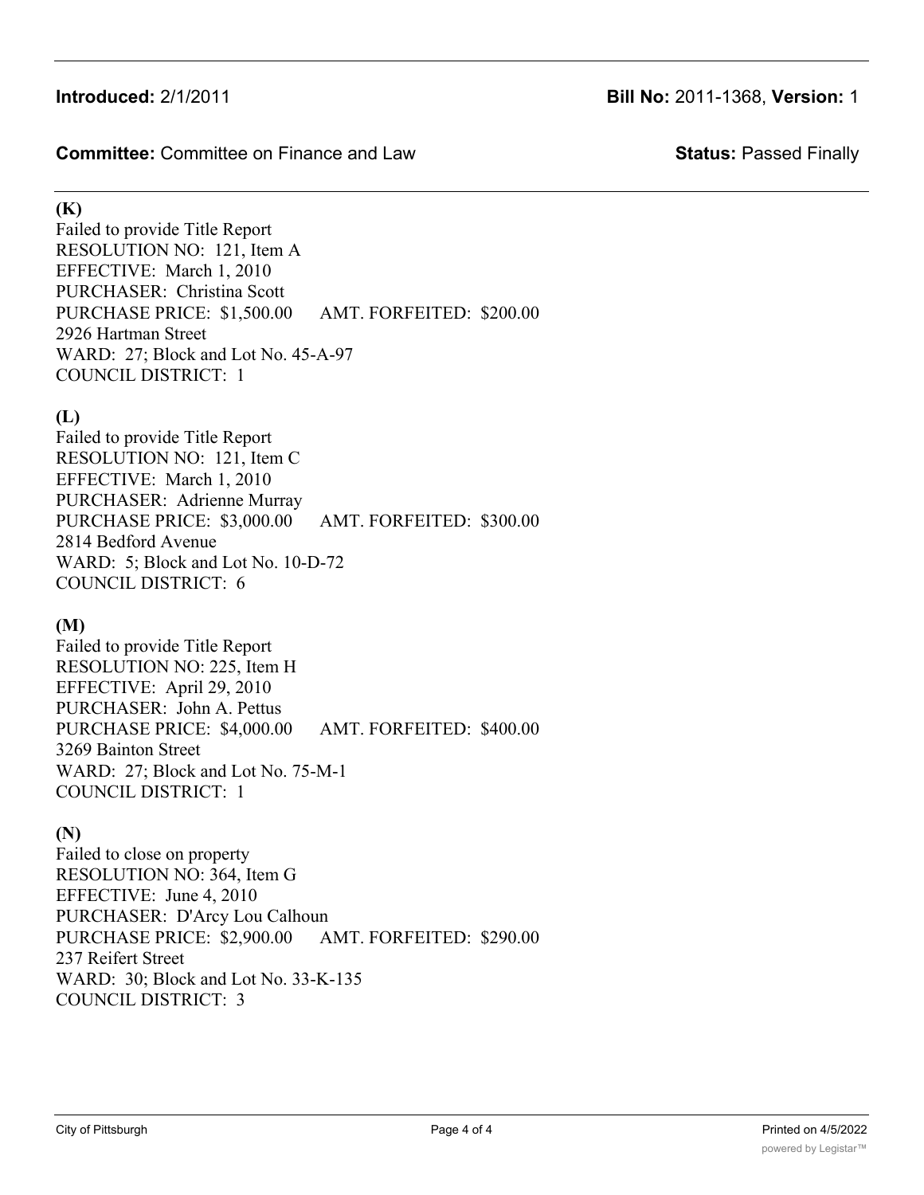**(K)**

Failed to provide Title Report
RESOLUTION NO: 121, Item A
EFFECTIVE: March 1, 2010
PURCHASER: Christina Scott
PURCHASE PRICE: $1,500.00 AMT. FORFEITED: $200.00
2926 Hartman Street
WARD: 27; Block and Lot No. 45-A-97
COUNCIL DISTRICT: 1

**(L)**

Failed to provide Title Report
RESOLUTION NO: 121, Item C
EFFECTIVE: March 1, 2010
PURCHASER: Adrienne Murray
PURCHASE PRICE: $3,000.00 AMT. FORFEITED: $300.00
2814 Bedford Avenue
WARD: 5; Block and Lot No. 10-D-72
COUNCIL DISTRICT: 6

**(M)**

Failed to provide Title Report
RESOLUTION NO: 225, Item H
EFFECTIVE: April 29, 2010
PURCHASER: John A. Pettus
PURCHASE PRICE: $4,000.00 AMT. FORFEITED: $400.00
3269 Bainton Street
WARD: 27; Block and Lot No. 75-M-1
COUNCIL DISTRICT: 1

**(N)**

Failed to close on property
RESOLUTION NO: 364, Item G
EFFECTIVE: June 4, 2010
PURCHASER: D'Arcy Lou Calhoun
PURCHASE PRICE: $2,900.00 AMT. FORFEITED: $290.00
237 Reifert Street
WARD: 30; Block and Lot No. 33-K-135
COUNCIL DISTRICT: 3